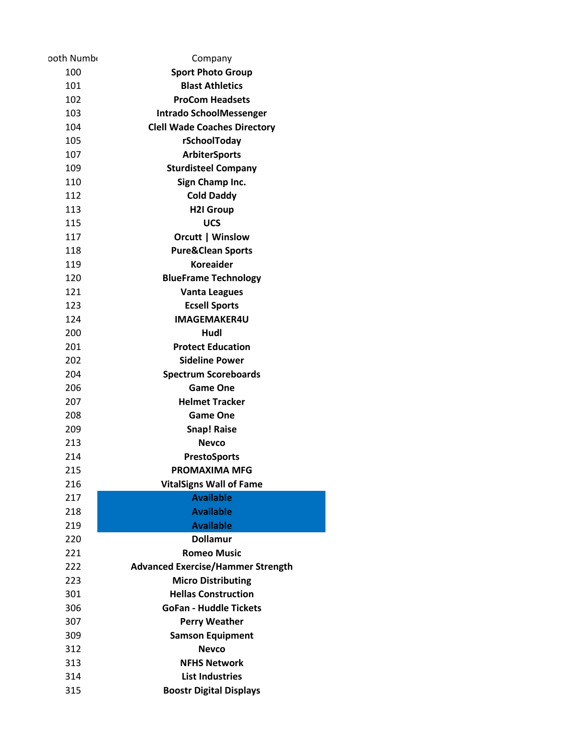| ooth Numbe | Company |
|---|---|
| 100 | **Sport Photo Group** |
| 101 | **Blast Athletics** |
| 102 | **ProCom Headsets** |
| 103 | **Intrado SchoolMessenger** |
| 104 | **Clell Wade Coaches Directory** |
| 105 | **rSchoolToday** |
| 107 | **ArbiterSports** |
| 109 | **Sturdisteel Company** |
| 110 | **Sign Champ Inc.** |
| 112 | **Cold Daddy** |
| 113 | **H2I Group** |
| 115 | **UCS** |
| 117 | **Orcutt \| Winslow** |
| 118 | **Pure&Clean Sports** |
| 119 | **Koreaider** |
| 120 | **BlueFrame Technology** |
| 121 | **Vanta Leagues** |
| 123 | **Ecsell Sports** |
| 124 | **IMAGEMAKER4U** |
| 200 | **Hudl** |
| 201 | **Protect Education** |
| 202 | **Sideline Power** |
| 204 | **Spectrum Scoreboards** |
| 206 | **Game One** |
| 207 | **Helmet Tracker** |
| 208 | **Game One** |
| 209 | **Snap! Raise** |
| 213 | **Nevco** |
| 214 | **PrestoSports** |
| 215 | **PROMAXIMA MFG** |
| 216 | **VitalSigns Wall of Fame** |
| 217 | **Available** |
| 218 | **Available** |
| 219 | **Available** |
| 220 | **Dollamur** |
| 221 | **Romeo Music** |
| 222 | **Advanced Exercise/Hammer Strength** |
| 223 | **Micro Distributing** |
| 301 | **Hellas Construction** |
| 306 | **GoFan - Huddle Tickets** |
| 307 | **Perry Weather** |
| 309 | **Samson Equipment** |
| 312 | **Nevco** |
| 313 | **NFHS Network** |
| 314 | **List Industries** |
| 315 | **Boostr Digital Displays** |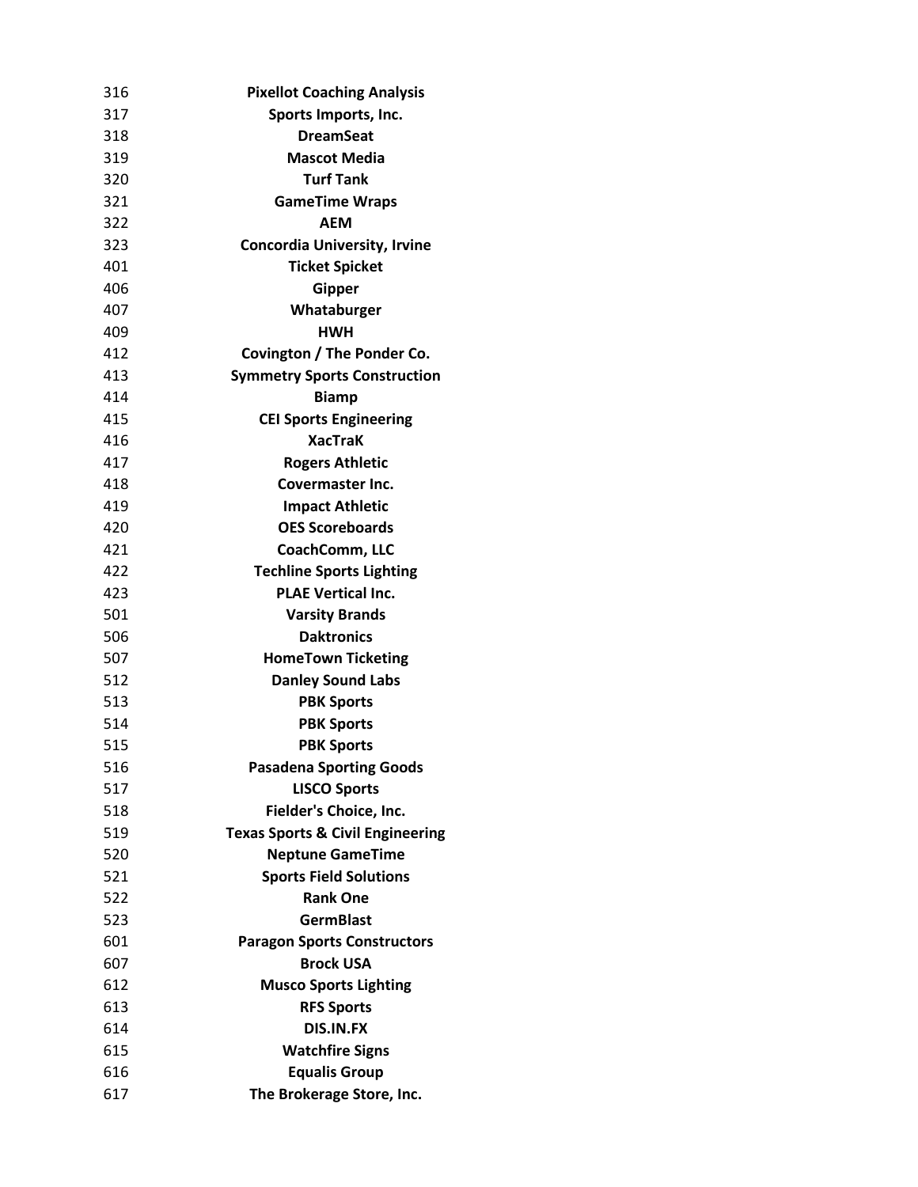| | |
|---|---|
| 316 | **Pixellot Coaching Analysis** |
| 317 | **Sports Imports, Inc.** |
| 318 | **DreamSeat** |
| 319 | **Mascot Media** |
| 320 | **Turf Tank** |
| 321 | **GameTime Wraps** |
| 322 | **AEM** |
| 323 | **Concordia University, Irvine** |
| 401 | **Ticket Spicket** |
| 406 | **Gipper** |
| 407 | **Whataburger** |
| 409 | **HWH** |
| 412 | **Covington / The Ponder Co.** |
| 413 | **Symmetry Sports Construction** |
| 414 | **Biamp** |
| 415 | **CEI Sports Engineering** |
| 416 | **XacTraK** |
| 417 | **Rogers Athletic** |
| 418 | **Covermaster Inc.** |
| 419 | **Impact Athletic** |
| 420 | **OES Scoreboards** |
| 421 | **CoachComm, LLC** |
| 422 | **Techline Sports Lighting** |
| 423 | **PLAE Vertical Inc.** |
| 501 | **Varsity Brands** |
| 506 | **Daktronics** |
| 507 | **HomeTown Ticketing** |
| 512 | **Danley Sound Labs** |
| 513 | **PBK Sports** |
| 514 | **PBK Sports** |
| 515 | **PBK Sports** |
| 516 | **Pasadena Sporting Goods** |
| 517 | **LISCO Sports** |
| 518 | **Fielder's Choice, Inc.** |
| 519 | **Texas Sports & Civil Engineering** |
| 520 | **Neptune GameTime** |
| 521 | **Sports Field Solutions** |
| 522 | **Rank One** |
| 523 | **GermBlast** |
| 601 | **Paragon Sports Constructors** |
| 607 | **Brock USA** |
| 612 | **Musco Sports Lighting** |
| 613 | **RFS Sports** |
| 614 | **DIS.IN.FX** |
| 615 | **Watchfire Signs** |
| 616 | **Equalis Group** |
| 617 | **The Brokerage Store, Inc.** |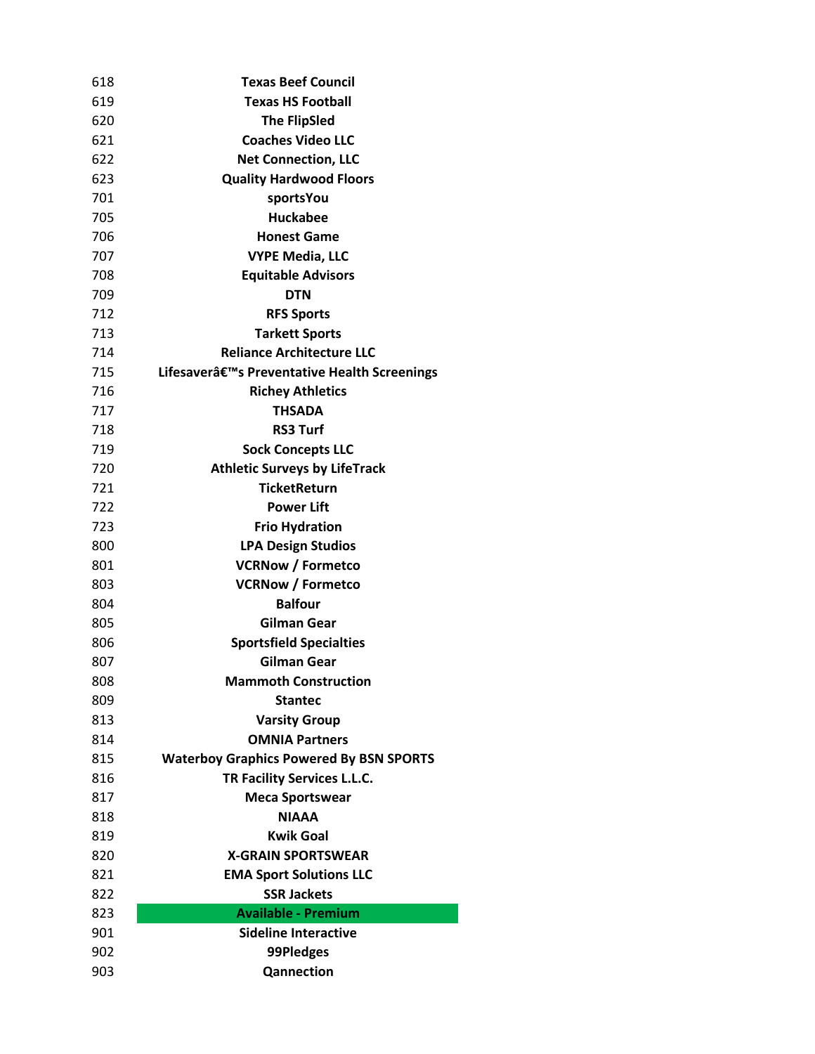| | |
|---|---|
| 618 | **Texas Beef Council** |
| 619 | **Texas HS Football** |
| 620 | **The FlipSled** |
| 621 | **Coaches Video LLC** |
| 622 | **Net Connection, LLC** |
| 623 | **Quality Hardwood Floors** |
| 701 | **sportsYou** |
| 705 | **Huckabee** |
| 706 | **Honest Game** |
| 707 | **VYPE Media, LLC** |
| 708 | **Equitable Advisors** |
| 709 | **DTN** |
| 712 | **RFS Sports** |
| 713 | **Tarkett Sports** |
| 714 | **Reliance Architecture LLC** |
| 715 | **Lifesaverâ€™s Preventative Health Screenings** |
| 716 | **Richey Athletics** |
| 717 | **THSADA** |
| 718 | **RS3 Turf** |
| 719 | **Sock Concepts LLC** |
| 720 | **Athletic Surveys by LifeTrack** |
| 721 | **TicketReturn** |
| 722 | **Power Lift** |
| 723 | **Frio Hydration** |
| 800 | **LPA Design Studios** |
| 801 | **VCRNow / Formetco** |
| 803 | **VCRNow / Formetco** |
| 804 | **Balfour** |
| 805 | **Gilman Gear** |
| 806 | **Sportsfield Specialties** |
| 807 | **Gilman Gear** |
| 808 | **Mammoth Construction** |
| 809 | **Stantec** |
| 813 | **Varsity Group** |
| 814 | **OMNIA Partners** |
| 815 | **Waterboy Graphics Powered By BSN SPORTS** |
| 816 | **TR Facility Services L.L.C.** |
| 817 | **Meca Sportswear** |
| 818 | **NIAAA** |
| 819 | **Kwik Goal** |
| 820 | **X-GRAIN SPORTSWEAR** |
| 821 | **EMA Sport Solutions LLC** |
| 822 | **SSR Jackets** |
| 823 | **Available - Premium** |
| 901 | **Sideline Interactive** |
| 902 | **99Pledges** |
| 903 | **Qannection** |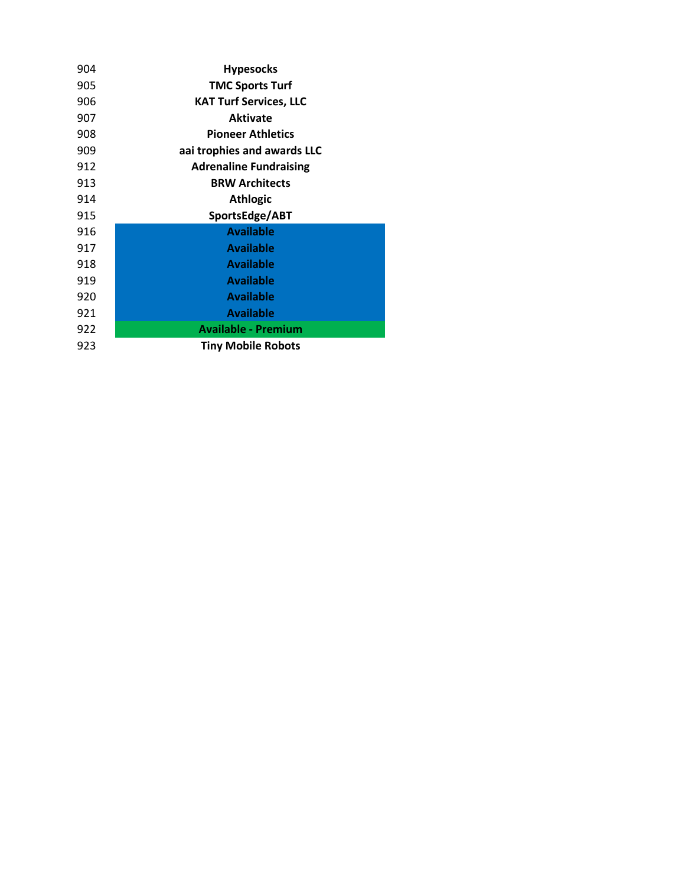| | |
|---|---|
| 904 | **Hypesocks** |
| 905 | **TMC Sports Turf** |
| 906 | **KAT Turf Services, LLC** |
| 907 | **Aktivate** |
| 908 | **Pioneer Athletics** |
| 909 | **aai trophies and awards LLC** |
| 912 | **Adrenaline Fundraising** |
| 913 | **BRW Architects** |
| 914 | **Athlogic** |
| 915 | **SportsEdge/ABT** |
| 916 | **Available** |
| 917 | **Available** |
| 918 | **Available** |
| 919 | **Available** |
| 920 | **Available** |
| 921 | **Available** |
| 922 | **Available - Premium** |
| 923 | **Tiny Mobile Robots** |